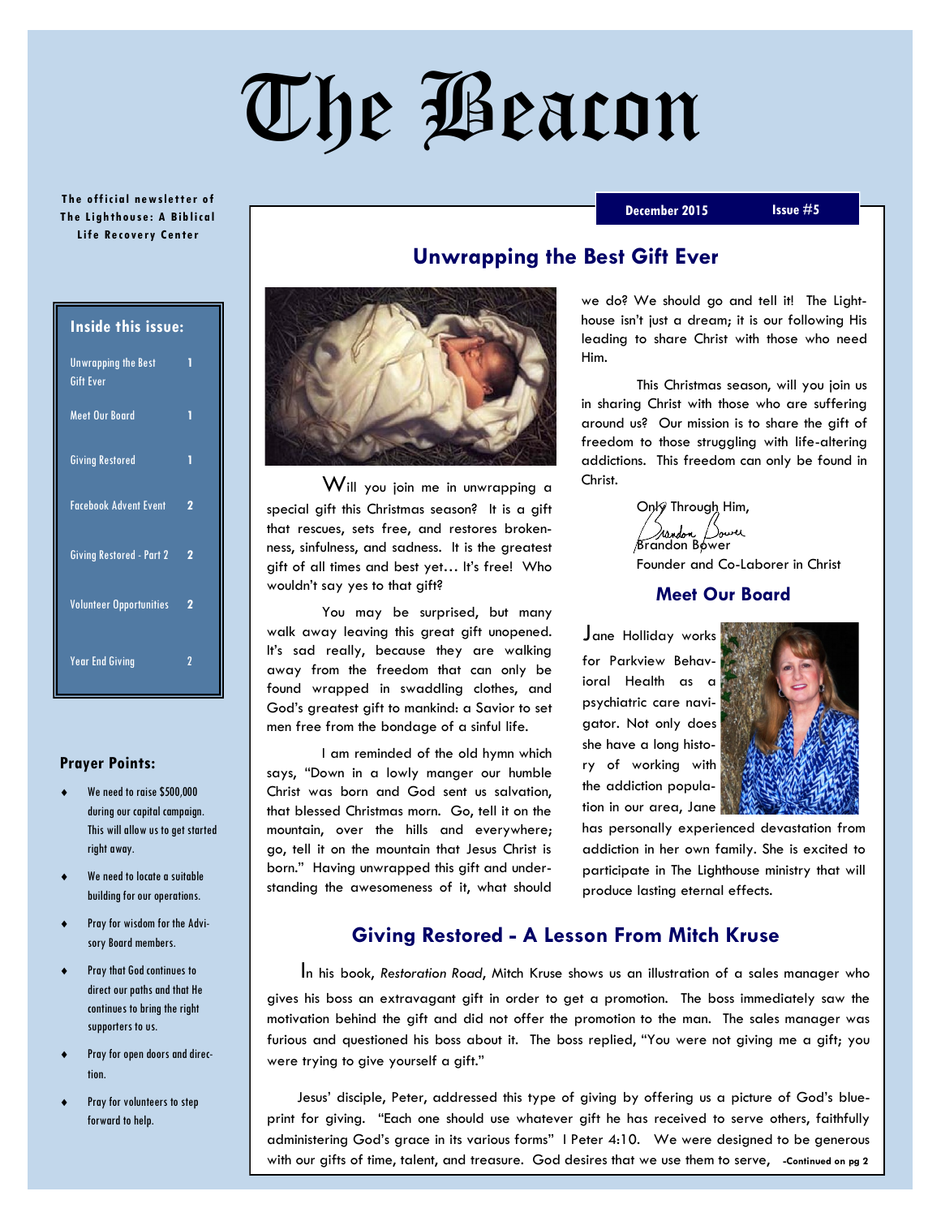# The Beacon

The official newsletter of The Lighthouse: A Biblical Life Recovery Center

December 2015 — Issue #5

**Inside this issue:**

| | |
|---|---|
| Unwrapping the Best Gift Ever | 1 |
| Meet Our Board | 1 |
| Giving Restored | 1 |
| Facebook Advent Event | 2 |
| Giving Restored - Part 2 | 2 |
| Volunteer Opportunities | 2 |
| Year End Giving | 2 |

**Prayer Points:**

- We need to raise $500,000 during our capital campaign. This will allow us to get started right away.
- We need to locate a suitable building for our operations.
- Pray for wisdom for the Advisory Board members.
- Pray that God continues to direct our paths and that He continues to bring the right supporters to us.
- Pray for open doors and direction.
- Pray for volunteers to step forward to help.

## Unwrapping the Best Gift Ever

Will you join me in unwrapping a special gift this Christmas season? It is a gift that rescues, sets free, and restores brokenness, sinfulness, and sadness. It is the greatest gift of all times and best yet… It's free! Who wouldn't say yes to that gift?

You may be surprised, but many walk away leaving this great gift unopened. It's sad really, because they are walking away from the freedom that can only be found wrapped in swaddling clothes, and God's greatest gift to mankind: a Savior to set men free from the bondage of a sinful life.

I am reminded of the old hymn which says, "Down in a lowly manger our humble Christ was born and God sent us salvation, that blessed Christmas morn. Go, tell it on the mountain, over the hills and everywhere; go, tell it on the mountain that Jesus Christ is born." Having unwrapped this gift and understanding the awesomeness of it, what should we do? We should go and tell it! The Lighthouse isn't just a dream; it is our following His leading to share Christ with those who need Him.

This Christmas season, will you join us in sharing Christ with those who are suffering around us? Our mission is to share the gift of freedom to those struggling with life-altering addictions. This freedom can only be found in Christ.

Only Through Him,

Brandon Bower

Founder and Co-Laborer in Christ

## Meet Our Board

Jane Holliday works for Parkview Behavioral Health as a psychiatric care navigator. Not only does she have a long history of working with the addiction population in our area, Jane has personally experienced devastation from addiction in her own family. She is excited to participate in The Lighthouse ministry that will produce lasting eternal effects.

## Giving Restored - A Lesson From Mitch Kruse

In his book, *Restoration Road*, Mitch Kruse shows us an illustration of a sales manager who gives his boss an extravagant gift in order to get a promotion. The boss immediately saw the motivation behind the gift and did not offer the promotion to the man. The sales manager was furious and questioned his boss about it. The boss replied, "You were not giving me a gift; you were trying to give yourself a gift."

Jesus' disciple, Peter, addressed this type of giving by offering us a picture of God's blueprint for giving. "Each one should use whatever gift he has received to serve others, faithfully administering God's grace in its various forms" I Peter 4:10. We were designed to be generous with our gifts of time, talent, and treasure. God desires that we use them to serve, **-Continued on pg 2**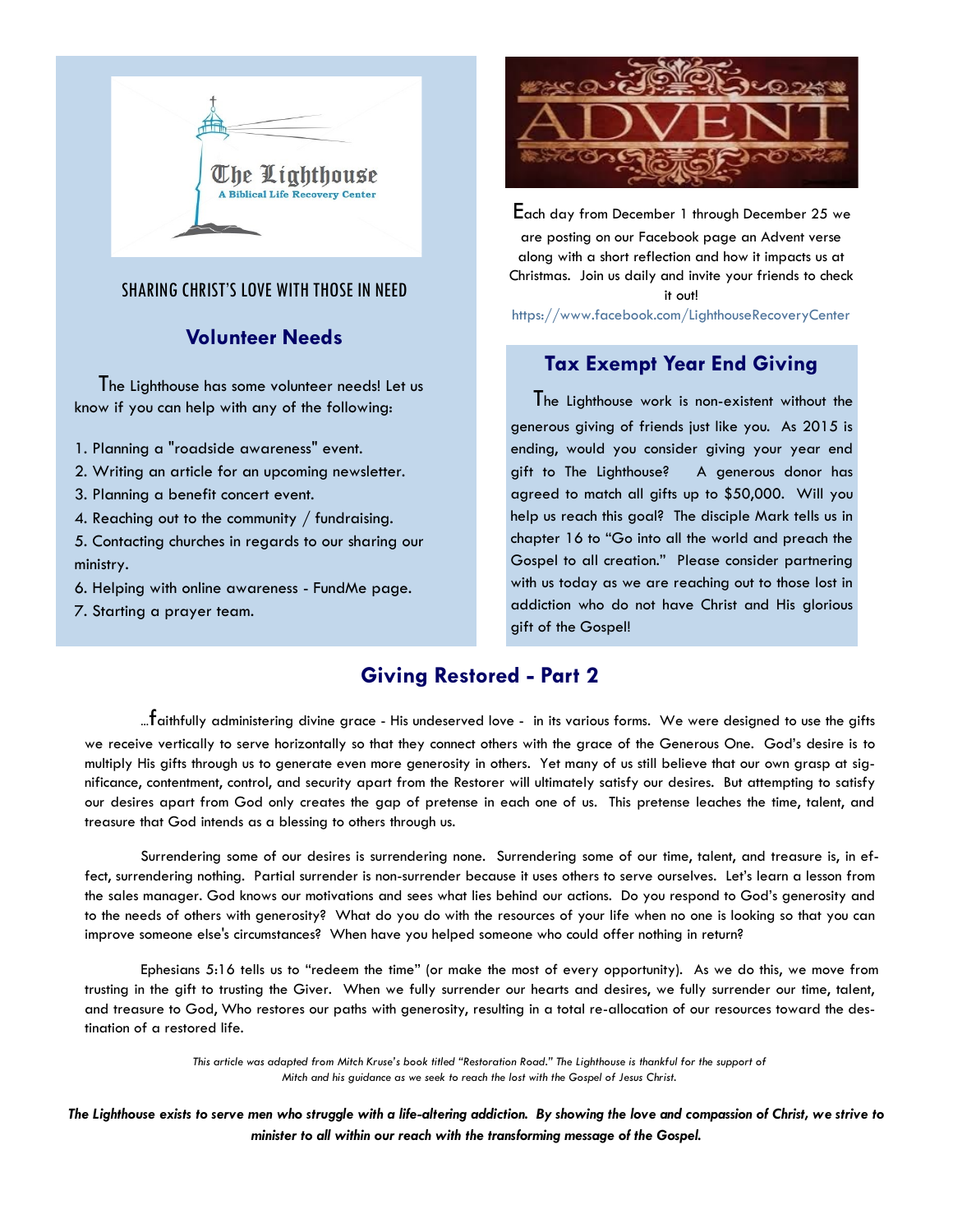The Lighthouse
A Biblical Life Recovery Center

SHARING CHRIST'S LOVE WITH THOSE IN NEED

## Volunteer Needs

The Lighthouse has some volunteer needs! Let us know if you can help with any of the following:

1. Planning a "roadside awareness" event.
2. Writing an article for an upcoming newsletter.
3. Planning a benefit concert event.
4. Reaching out to the community / fundraising.
5. Contacting churches in regards to our sharing our ministry.
6. Helping with online awareness - FundMe page.
7. Starting a prayer team.

ADVENT

Each day from December 1 through December 25 we are posting on our Facebook page an Advent verse along with a short reflection and how it impacts us at Christmas. Join us daily and invite your friends to check it out!

https://www.facebook.com/LighthouseRecoveryCenter

## Tax Exempt Year End Giving

The Lighthouse work is non-existent without the generous giving of friends just like you. As 2015 is ending, would you consider giving your year end gift to The Lighthouse? A generous donor has agreed to match all gifts up to $50,000. Will you help us reach this goal? The disciple Mark tells us in chapter 16 to "Go into all the world and preach the Gospel to all creation." Please consider partnering with us today as we are reaching out to those lost in addiction who do not have Christ and His glorious gift of the Gospel!

## Giving Restored - Part 2

...faithfully administering divine grace - His undeserved love - in its various forms. We were designed to use the gifts we receive vertically to serve horizontally so that they connect others with the grace of the Generous One. God's desire is to multiply His gifts through us to generate even more generosity in others. Yet many of us still believe that our own grasp at significance, contentment, control, and security apart from the Restorer will ultimately satisfy our desires. But attempting to satisfy our desires apart from God only creates the gap of pretense in each one of us. This pretense leaches the time, talent, and treasure that God intends as a blessing to others through us.

Surrendering some of our desires is surrendering none. Surrendering some of our time, talent, and treasure is, in effect, surrendering nothing. Partial surrender is non-surrender because it uses others to serve ourselves. Let's learn a lesson from the sales manager. God knows our motivations and sees what lies behind our actions. Do you respond to God's generosity and to the needs of others with generosity? What do you do with the resources of your life when no one is looking so that you can improve someone else's circumstances? When have you helped someone who could offer nothing in return?

Ephesians 5:16 tells us to "redeem the time" (or make the most of every opportunity). As we do this, we move from trusting in the gift to trusting the Giver. When we fully surrender our hearts and desires, we fully surrender our time, talent, and treasure to God, Who restores our paths with generosity, resulting in a total re-allocation of our resources toward the destination of a restored life.

*This article was adapted from Mitch Kruse's book titled "Restoration Road." The Lighthouse is thankful for the support of Mitch and his guidance as we seek to reach the lost with the Gospel of Jesus Christ.*

***The Lighthouse exists to serve men who struggle with a life-altering addiction. By showing the love and compassion of Christ, we strive to minister to all within our reach with the transforming message of the Gospel.***